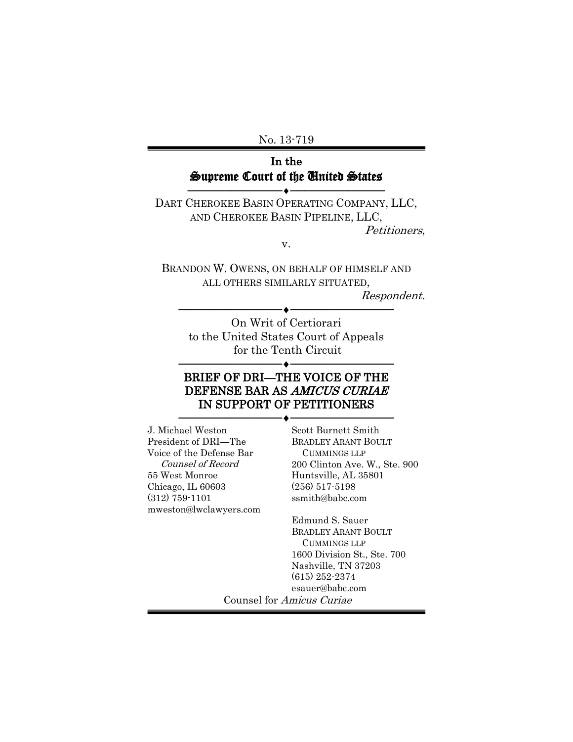No. 13-719

# In the Supreme Court of the United States

DART CHEROKEE BASIN OPERATING COMPANY, LLC, AND CHEROKEE BASIN PIPELINE, LLC,

*Petitioners*,

v.

BRANDON W. OWENS, ON BEHALF OF HIMSELF AND ALL OTHERS SIMILARLY SITUATED,

*Respondent.*

On Writ of Certiorari to the United States Court of Appeals for the Tenth Circuit

## BRIEF OF DRI—THE VOICE OF THE DEFENSE BAR AS *AMICUS CURIAE* IN SUPPORT OF PETITIONERS

J. Michael Weston
President of DRI—The Voice of the Defense Bar
*Counsel of Record*
55 West Monroe
Chicago, IL 60603
(312) 759-1101
mweston@lwclawyers.com

Scott Burnett Smith
BRADLEY ARANT BOULT CUMMINGS LLP
200 Clinton Ave. W., Ste. 900
Huntsville, AL 35801
(256) 517-5198
ssmith@babc.com

Edmund S. Sauer
BRADLEY ARANT BOULT CUMMINGS LLP
1600 Division St., Ste. 700
Nashville, TN 37203
(615) 252-2374
esauer@babc.com

Counsel for *Amicus Curiae*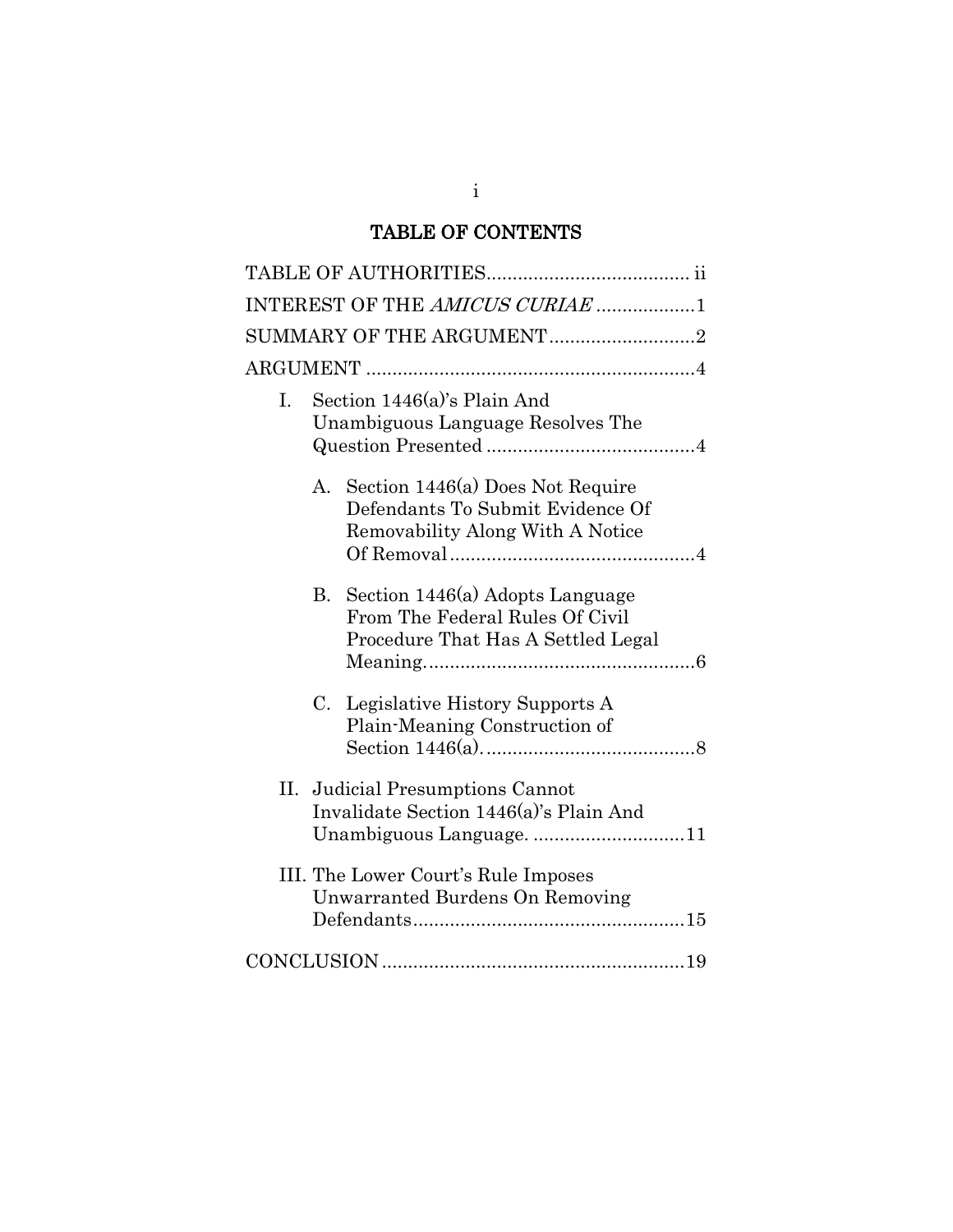# TABLE OF CONTENTS

TABLE OF AUTHORITIES ...................................... ii

INTEREST OF THE *AMICUS CURIAE* ..................1

SUMMARY OF THE ARGUMENT ............................2

ARGUMENT ..............................................................4

I. Section 1446(a)'s Plain And Unambiguous Language Resolves The Question Presented ........................................4

   A. Section 1446(a) Does Not Require Defendants To Submit Evidence Of Removability Along With A Notice Of Removal ...............................................4

   B. Section 1446(a) Adopts Language From The Federal Rules Of Civil Procedure That Has A Settled Legal Meaning....................................................6

   C. Legislative History Supports A Plain-Meaning Construction of Section 1446(a). ........................................8

II. Judicial Presumptions Cannot Invalidate Section 1446(a)'s Plain And Unambiguous Language. .............................11

III. The Lower Court's Rule Imposes Unwarranted Burdens On Removing Defendants....................................................15

CONCLUSION ..........................................................19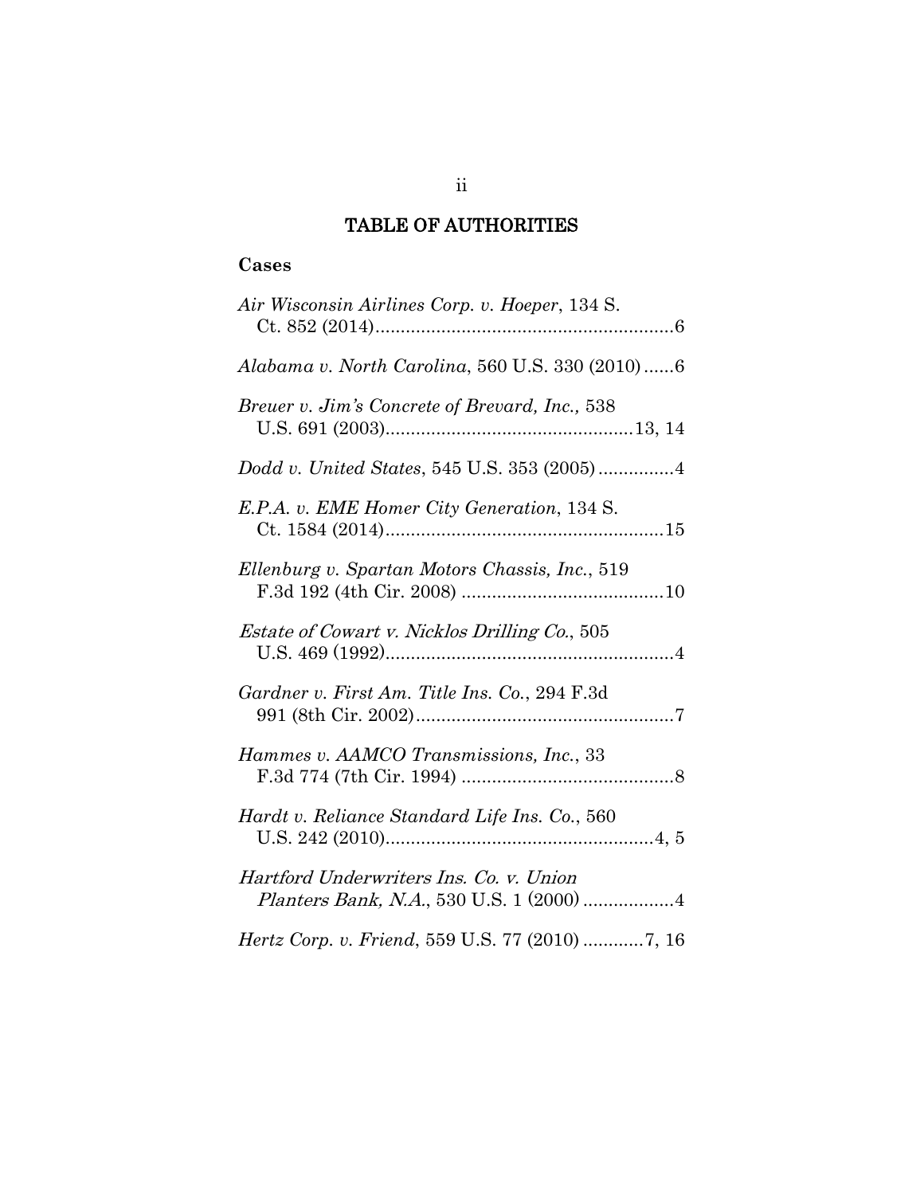# TABLE OF AUTHORITIES

## Cases

*Air Wisconsin Airlines Corp. v. Hoeper*, 134 S. Ct. 852 (2014)............................................................6

*Alabama v. North Carolina*, 560 U.S. 330 (2010)......6

*Breuer v. Jim's Concrete of Brevard, Inc.,* 538 U.S. 691 (2003)................................................13, 14

*Dodd v. United States*, 545 U.S. 353 (2005)...............4

*E.P.A. v. EME Homer City Generation*, 134 S. Ct. 1584 (2014).......................................................15

*Ellenburg v. Spartan Motors Chassis, Inc.*, 519 F.3d 192 (4th Cir. 2008) ........................................10

*Estate of Cowart v. Nicklos Drilling Co.*, 505 U.S. 469 (1992).........................................................4

*Gardner v. First Am. Title Ins. Co.*, 294 F.3d 991 (8th Cir. 2002)..................................................7

*Hammes v. AAMCO Transmissions, Inc.*, 33 F.3d 774 (7th Cir. 1994) ..........................................8

*Hardt v. Reliance Standard Life Ins. Co.*, 560 U.S. 242 (2010)....................................................4, 5

*Hartford Underwriters Ins. Co. v. Union Planters Bank, N.A.*, 530 U.S. 1 (2000) ..................4

*Hertz Corp. v. Friend*, 559 U.S. 77 (2010) ............7, 16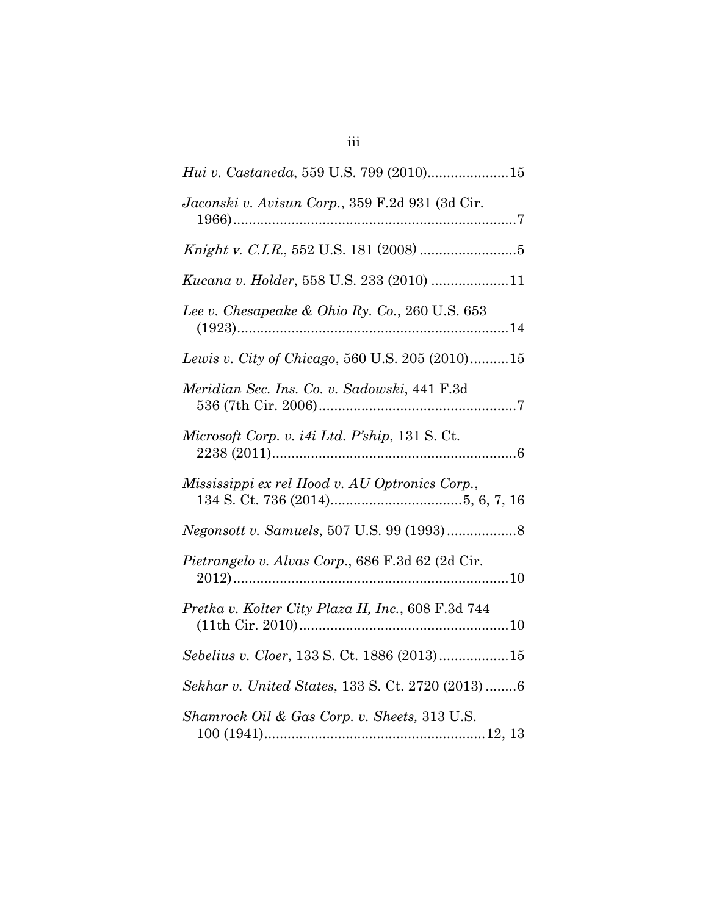*Hui v. Castaneda*, 559 U.S. 799 (2010)....................15

*Jaconski v. Avisun Corp.*, 359 F.2d 931 (3d Cir. 1966)........................................................................7

*Knight v. C.I.R.*, 552 U.S. 181 (2008) .........................5

*Kucana v. Holder*, 558 U.S. 233 (2010) ....................11

*Lee v. Chesapeake & Ohio Ry. Co.*, 260 U.S. 653 (1923)......................................................................14

*Lewis v. City of Chicago*, 560 U.S. 205 (2010)..........15

*Meridian Sec. Ins. Co. v. Sadowski*, 441 F.3d 536 (7th Cir. 2006)...................................................7

*Microsoft Corp. v. i4i Ltd. P'ship*, 131 S. Ct. 2238 (2011)..............................................................6

*Mississippi ex rel Hood v. AU Optronics Corp.*, 134 S. Ct. 736 (2014)..................................5, 6, 7, 16

*Negonsott v. Samuels*, 507 U.S. 99 (1993)..................8

*Pietrangelo v. Alvas Corp.*, 686 F.3d 62 (2d Cir. 2012)......................................................................10

*Pretka v. Kolter City Plaza II, Inc.*, 608 F.3d 744 (11th Cir. 2010)......................................................10

*Sebelius v. Cloer*, 133 S. Ct. 1886 (2013)..................15

*Sekhar v. United States*, 133 S. Ct. 2720 (2013)........6

*Shamrock Oil & Gas Corp. v. Sheets,* 313 U.S. 100 (1941).........................................................12, 13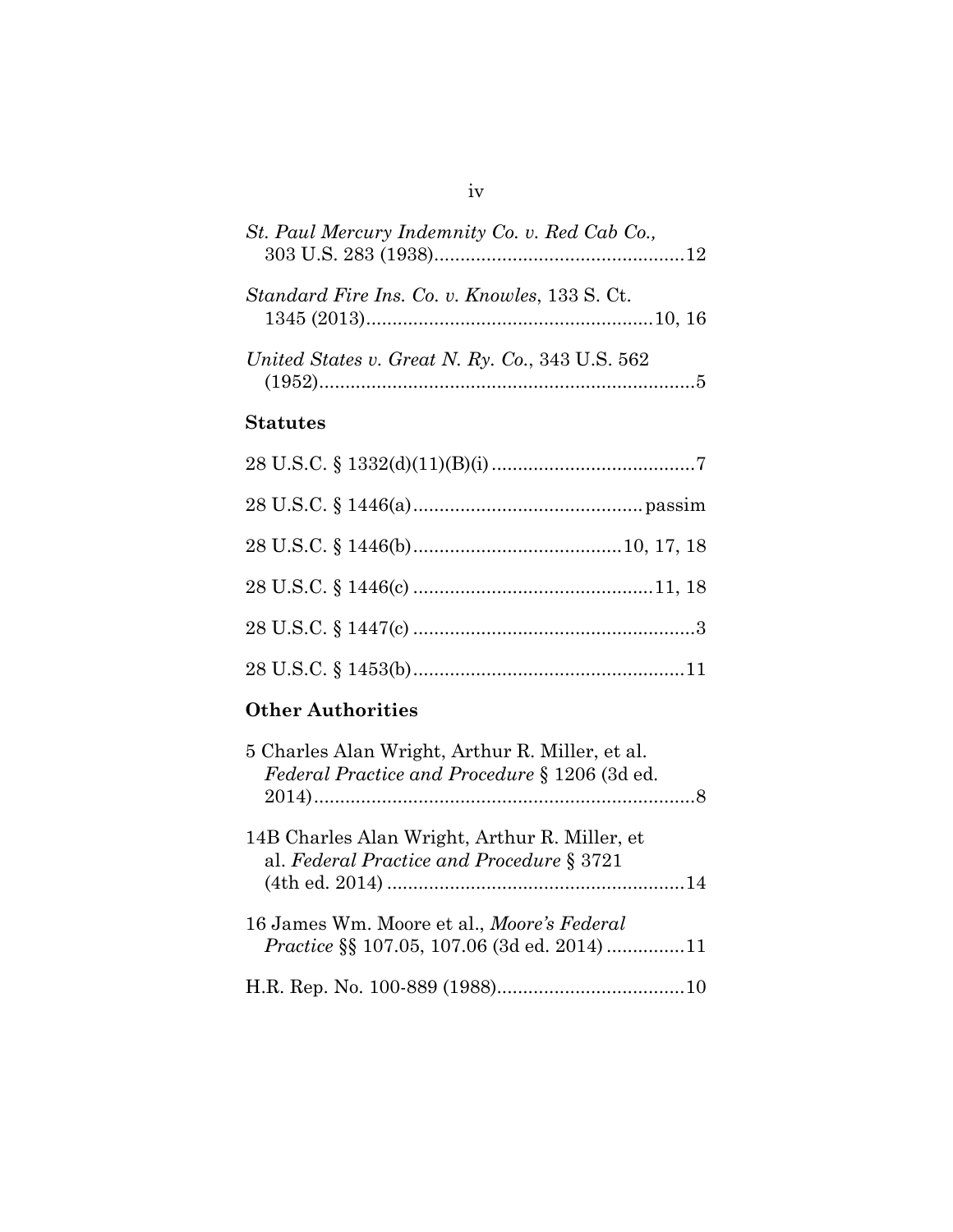*St. Paul Mercury Indemnity Co. v. Red Cab Co.*, 303 U.S. 283 (1938)................................................12

*Standard Fire Ins. Co. v. Knowles*, 133 S. Ct. 1345 (2013).......................................................10, 16

*United States v. Great N. Ry. Co.*, 343 U.S. 562 (1952)........................................................................5

**Statutes**

28 U.S.C. § 1332(d)(11)(B)(i).......................................7

28 U.S.C. § 1446(a)...........................................passim

28 U.S.C. § 1446(b).......................................10, 17, 18

28 U.S.C. § 1446(c) .............................................11, 18

28 U.S.C. § 1447(c) ......................................................3

28 U.S.C. § 1453(b)....................................................11

**Other Authorities**

5 Charles Alan Wright, Arthur R. Miller, et al. *Federal Practice and Procedure* § 1206 (3d ed. 2014).........................................................................8

14B Charles Alan Wright, Arthur R. Miller, et al. *Federal Practice and Procedure* § 3721 (4th ed. 2014) .........................................................14

16 James Wm. Moore et al., *Moore's Federal Practice* §§ 107.05, 107.06 (3d ed. 2014) ...............11

H.R. Rep. No. 100-889 (1988)....................................10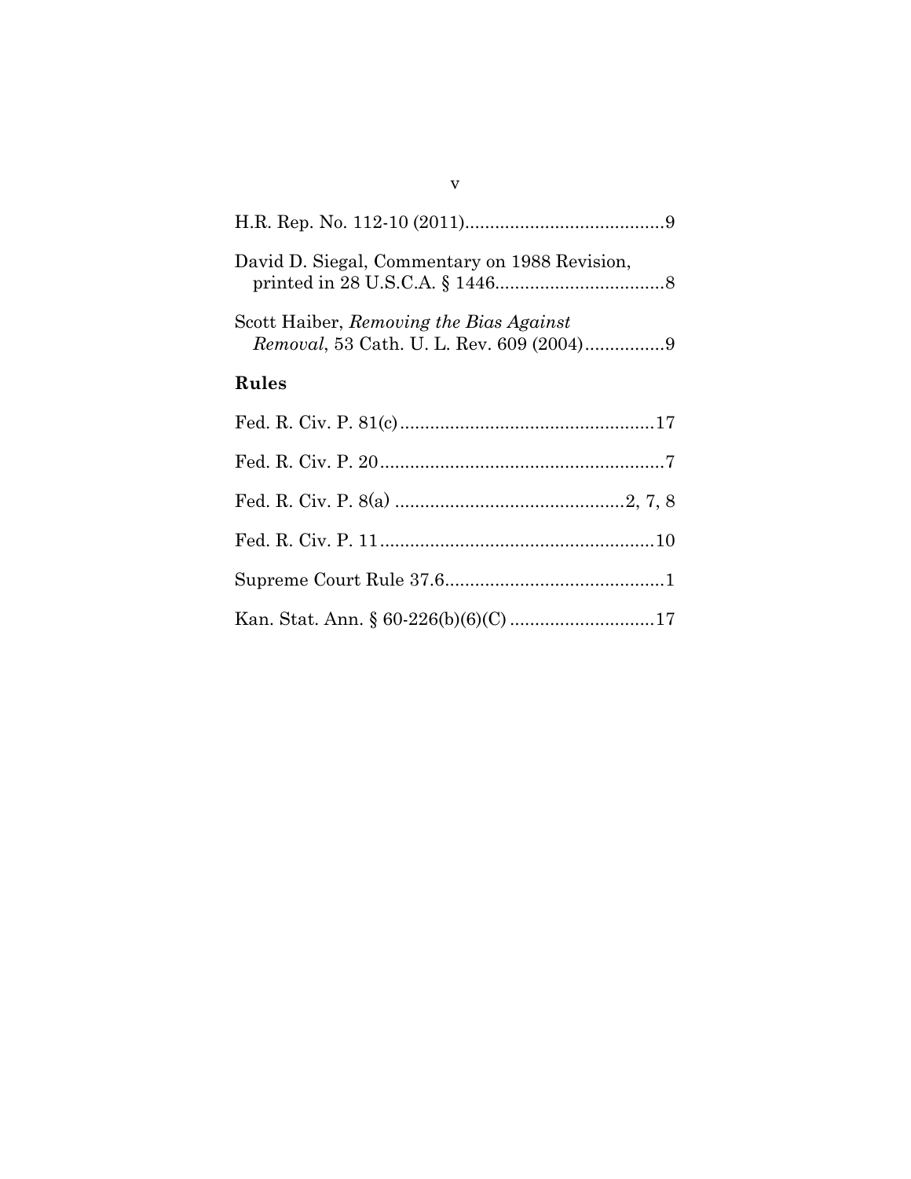H.R. Rep. No. 112-10 (2011)........................................9

David D. Siegal, Commentary on 1988 Revision, printed in 28 U.S.C.A. § 1446..................................8

Scott Haiber, *Removing the Bias Against Removal*, 53 Cath. U. L. Rev. 609 (2004)................9

## Rules

Fed. R. Civ. P. 81(c)...................................................17

Fed. R. Civ. P. 20.........................................................7

Fed. R. Civ. P. 8(a) ..............................................2, 7, 8

Fed. R. Civ. P. 11.......................................................10

Supreme Court Rule 37.6............................................1

Kan. Stat. Ann. § 60-226(b)(6)(C) .............................17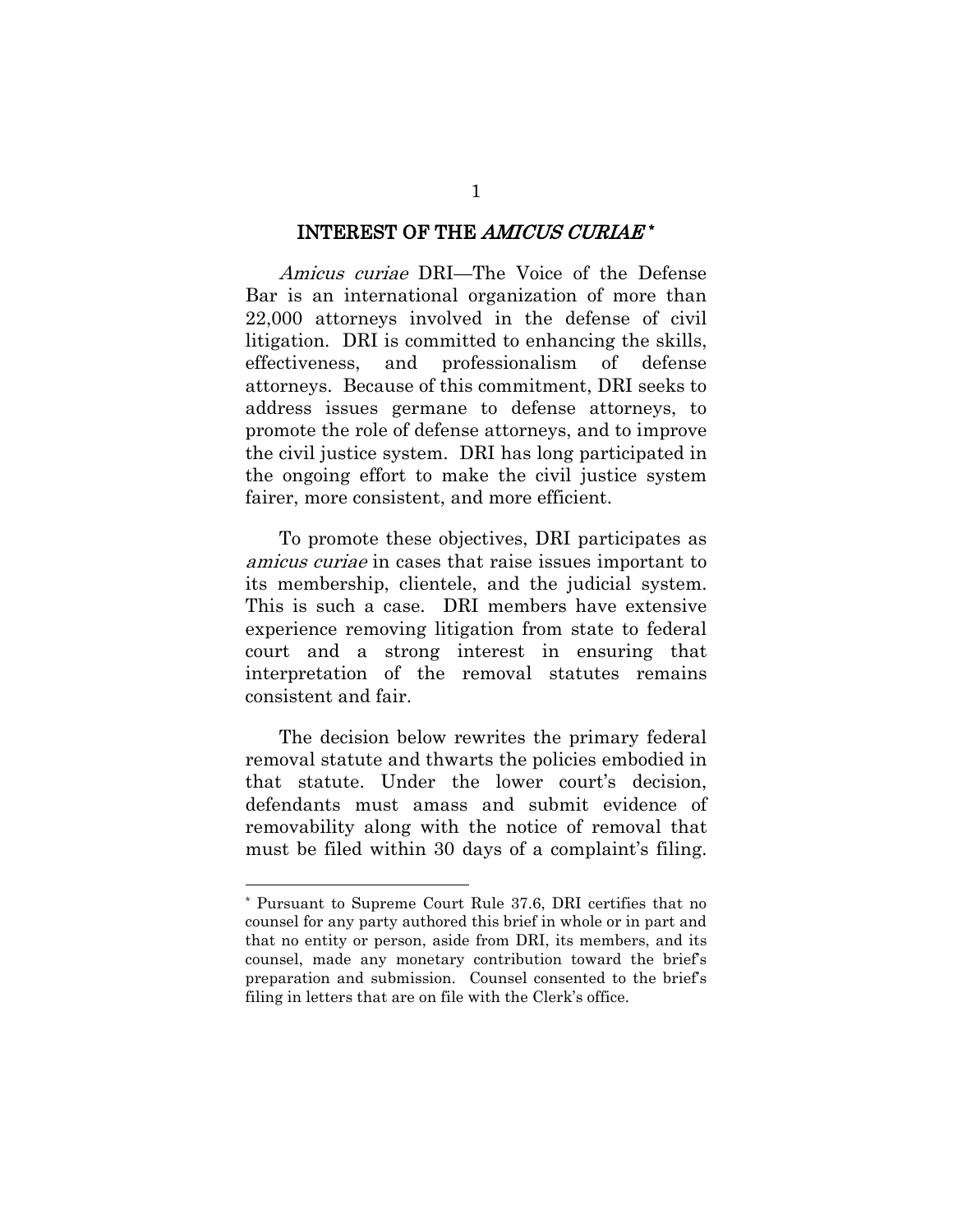## INTEREST OF THE *AMICUS CURIAE* *

*Amicus curiae* DRI—The Voice of the Defense Bar is an international organization of more than 22,000 attorneys involved in the defense of civil litigation. DRI is committed to enhancing the skills, effectiveness, and professionalism of defense attorneys. Because of this commitment, DRI seeks to address issues germane to defense attorneys, to promote the role of defense attorneys, and to improve the civil justice system. DRI has long participated in the ongoing effort to make the civil justice system fairer, more consistent, and more efficient.

To promote these objectives, DRI participates as *amicus curiae* in cases that raise issues important to its membership, clientele, and the judicial system. This is such a case. DRI members have extensive experience removing litigation from state to federal court and a strong interest in ensuring that interpretation of the removal statutes remains consistent and fair.

The decision below rewrites the primary federal removal statute and thwarts the policies embodied in that statute. Under the lower court's decision, defendants must amass and submit evidence of removability along with the notice of removal that must be filed within 30 days of a complaint's filing.

---

* Pursuant to Supreme Court Rule 37.6, DRI certifies that no counsel for any party authored this brief in whole or in part and that no entity or person, aside from DRI, its members, and its counsel, made any monetary contribution toward the brief's preparation and submission. Counsel consented to the brief's filing in letters that are on file with the Clerk's office.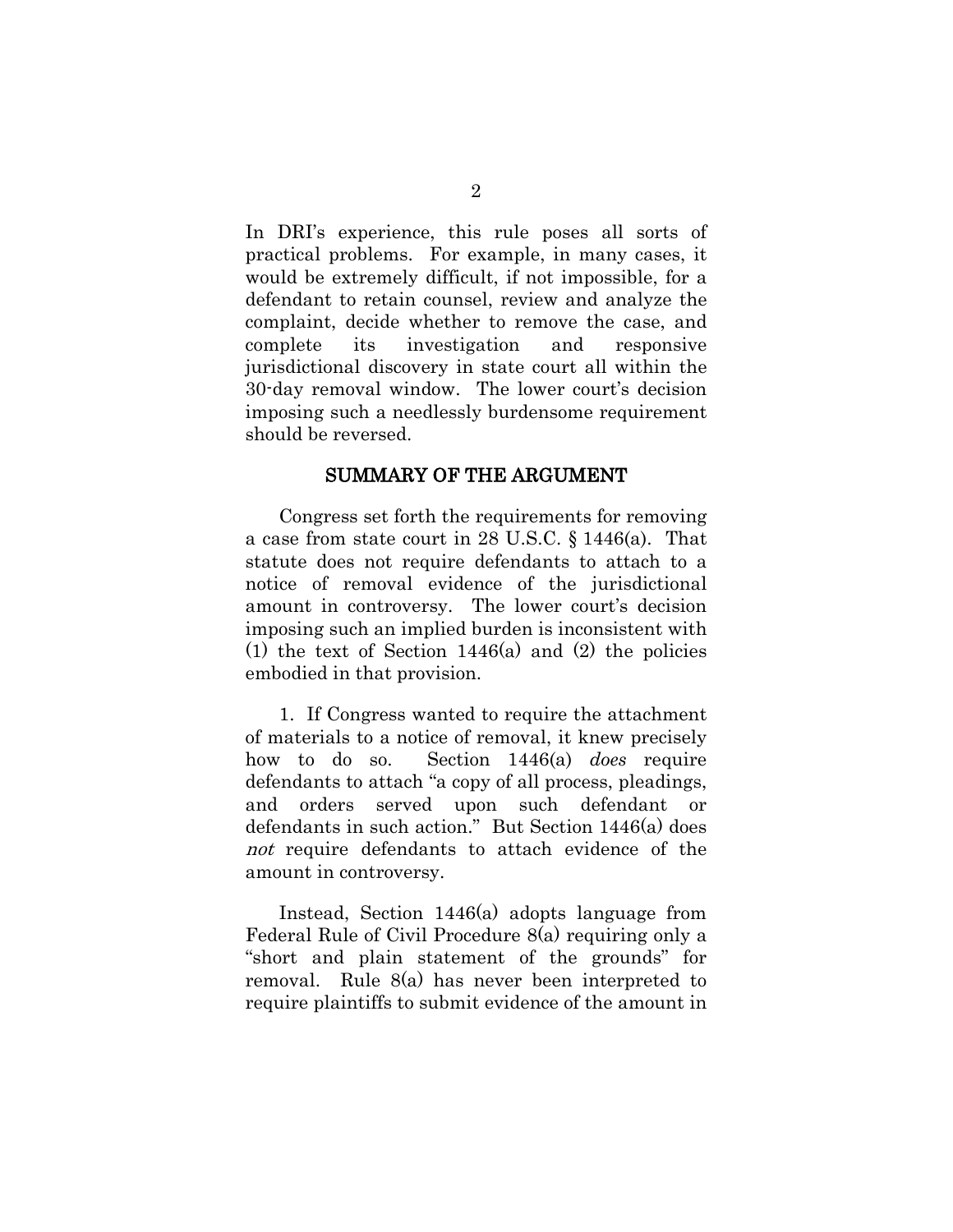In DRI's experience, this rule poses all sorts of practical problems. For example, in many cases, it would be extremely difficult, if not impossible, for a defendant to retain counsel, review and analyze the complaint, decide whether to remove the case, and complete its investigation and responsive jurisdictional discovery in state court all within the 30-day removal window. The lower court's decision imposing such a needlessly burdensome requirement should be reversed.

## SUMMARY OF THE ARGUMENT

Congress set forth the requirements for removing a case from state court in 28 U.S.C. § 1446(a). That statute does not require defendants to attach to a notice of removal evidence of the jurisdictional amount in controversy. The lower court's decision imposing such an implied burden is inconsistent with (1) the text of Section 1446(a) and (2) the policies embodied in that provision.

1. If Congress wanted to require the attachment of materials to a notice of removal, it knew precisely how to do so. Section 1446(a) *does* require defendants to attach "a copy of all process, pleadings, and orders served upon such defendant or defendants in such action." But Section 1446(a) does *not* require defendants to attach evidence of the amount in controversy.

Instead, Section 1446(a) adopts language from Federal Rule of Civil Procedure 8(a) requiring only a "short and plain statement of the grounds" for removal. Rule 8(a) has never been interpreted to require plaintiffs to submit evidence of the amount in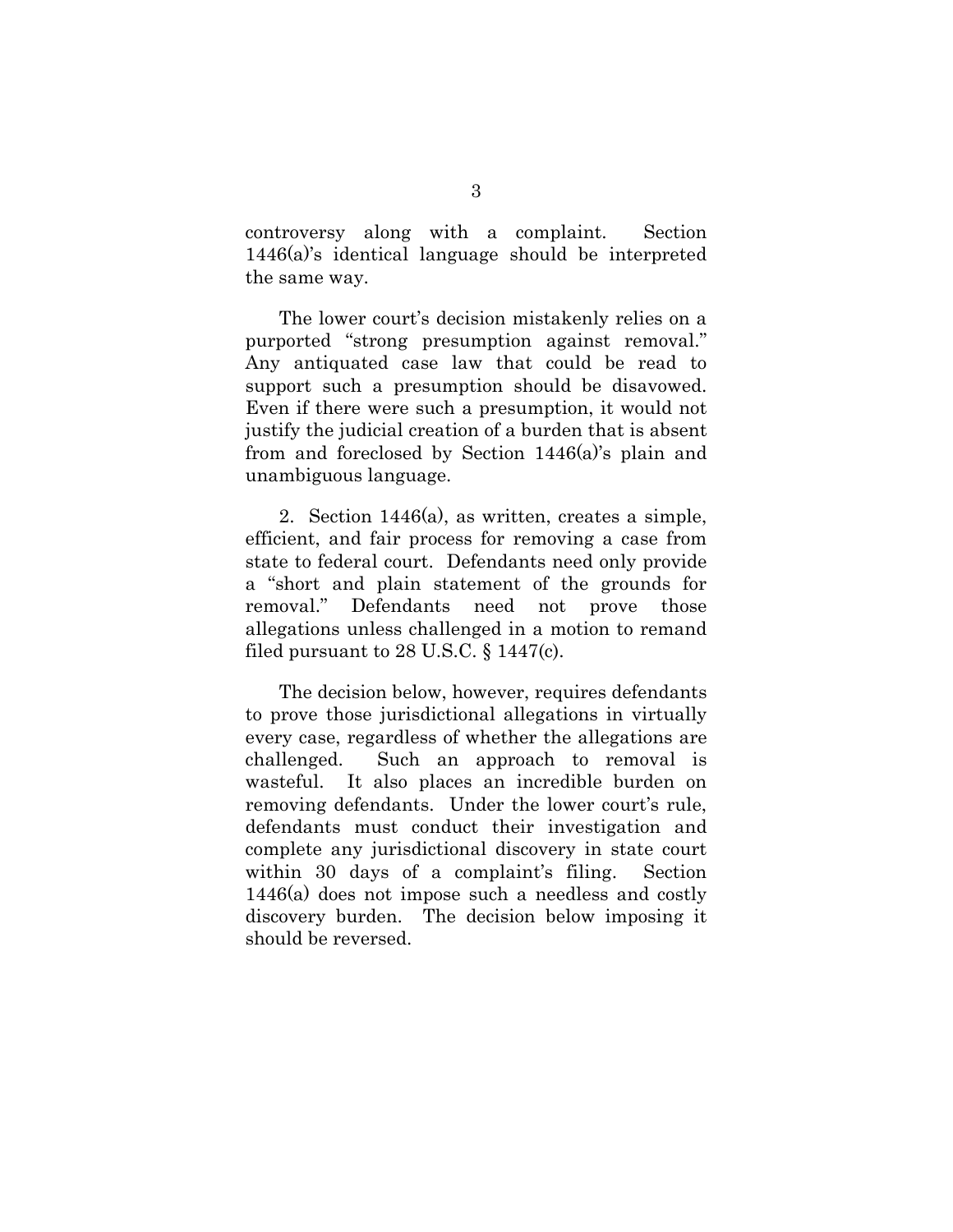controversy along with a complaint. Section 1446(a)'s identical language should be interpreted the same way.

The lower court's decision mistakenly relies on a purported "strong presumption against removal." Any antiquated case law that could be read to support such a presumption should be disavowed. Even if there were such a presumption, it would not justify the judicial creation of a burden that is absent from and foreclosed by Section 1446(a)'s plain and unambiguous language.

2. Section 1446(a), as written, creates a simple, efficient, and fair process for removing a case from state to federal court. Defendants need only provide a "short and plain statement of the grounds for removal." Defendants need not prove those allegations unless challenged in a motion to remand filed pursuant to 28 U.S.C. § 1447(c).

The decision below, however, requires defendants to prove those jurisdictional allegations in virtually every case, regardless of whether the allegations are challenged. Such an approach to removal is wasteful. It also places an incredible burden on removing defendants. Under the lower court's rule, defendants must conduct their investigation and complete any jurisdictional discovery in state court within 30 days of a complaint's filing. Section 1446(a) does not impose such a needless and costly discovery burden. The decision below imposing it should be reversed.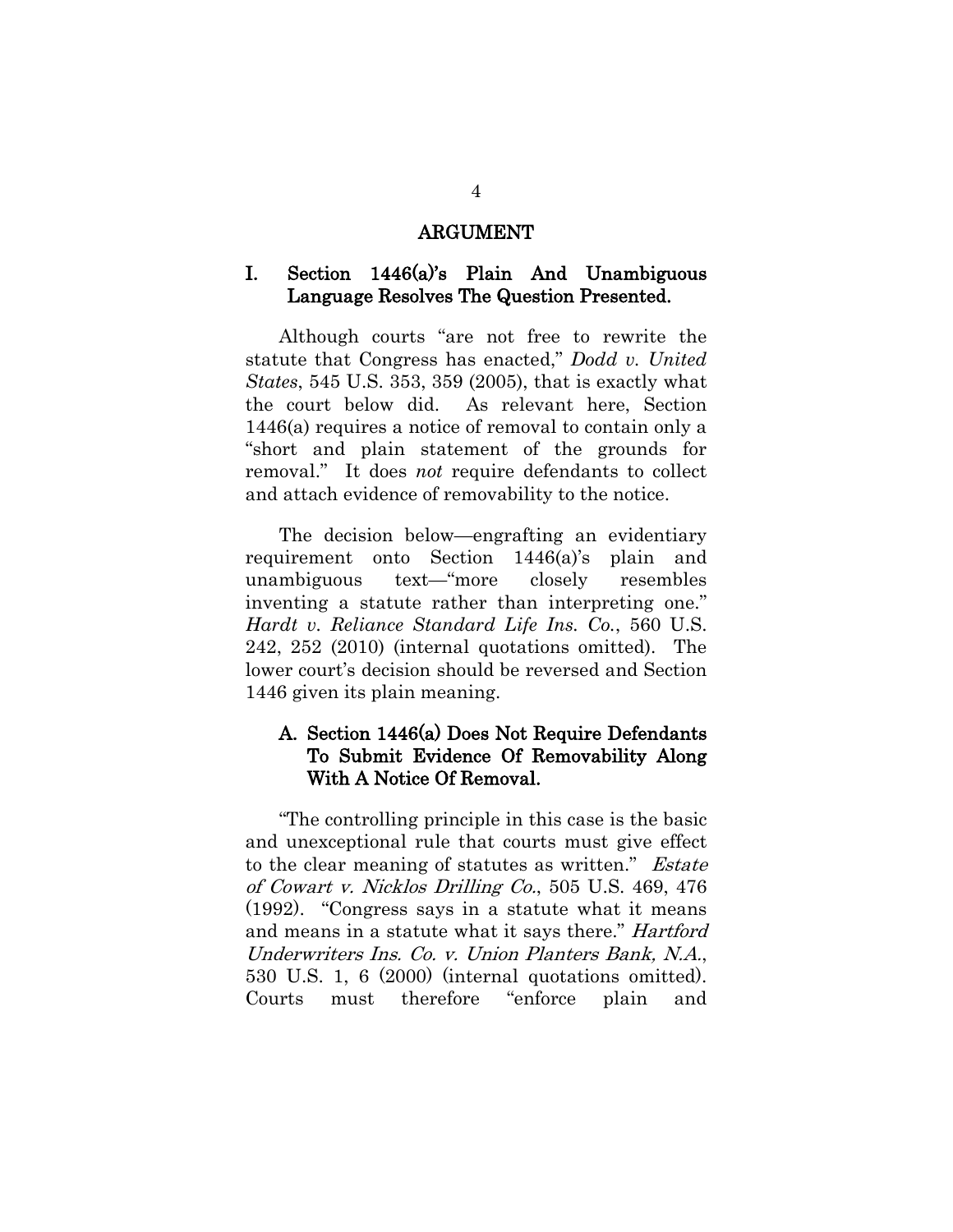# ARGUMENT

## I. Section 1446(a)'s Plain And Unambiguous Language Resolves The Question Presented.

Although courts "are not free to rewrite the statute that Congress has enacted," *Dodd v. United States*, 545 U.S. 353, 359 (2005), that is exactly what the court below did. As relevant here, Section 1446(a) requires a notice of removal to contain only a "short and plain statement of the grounds for removal." It does *not* require defendants to collect and attach evidence of removability to the notice.

The decision below—engrafting an evidentiary requirement onto Section 1446(a)'s plain and unambiguous text—"more closely resembles inventing a statute rather than interpreting one." *Hardt v. Reliance Standard Life Ins. Co.*, 560 U.S. 242, 252 (2010) (internal quotations omitted). The lower court's decision should be reversed and Section 1446 given its plain meaning.

### A. Section 1446(a) Does Not Require Defendants To Submit Evidence Of Removability Along With A Notice Of Removal.

"The controlling principle in this case is the basic and unexceptional rule that courts must give effect to the clear meaning of statutes as written." *Estate of Cowart v. Nicklos Drilling Co.*, 505 U.S. 469, 476 (1992). "Congress says in a statute what it means and means in a statute what it says there." *Hartford Underwriters Ins. Co. v. Union Planters Bank, N.A.*, 530 U.S. 1, 6 (2000) (internal quotations omitted). Courts must therefore "enforce plain and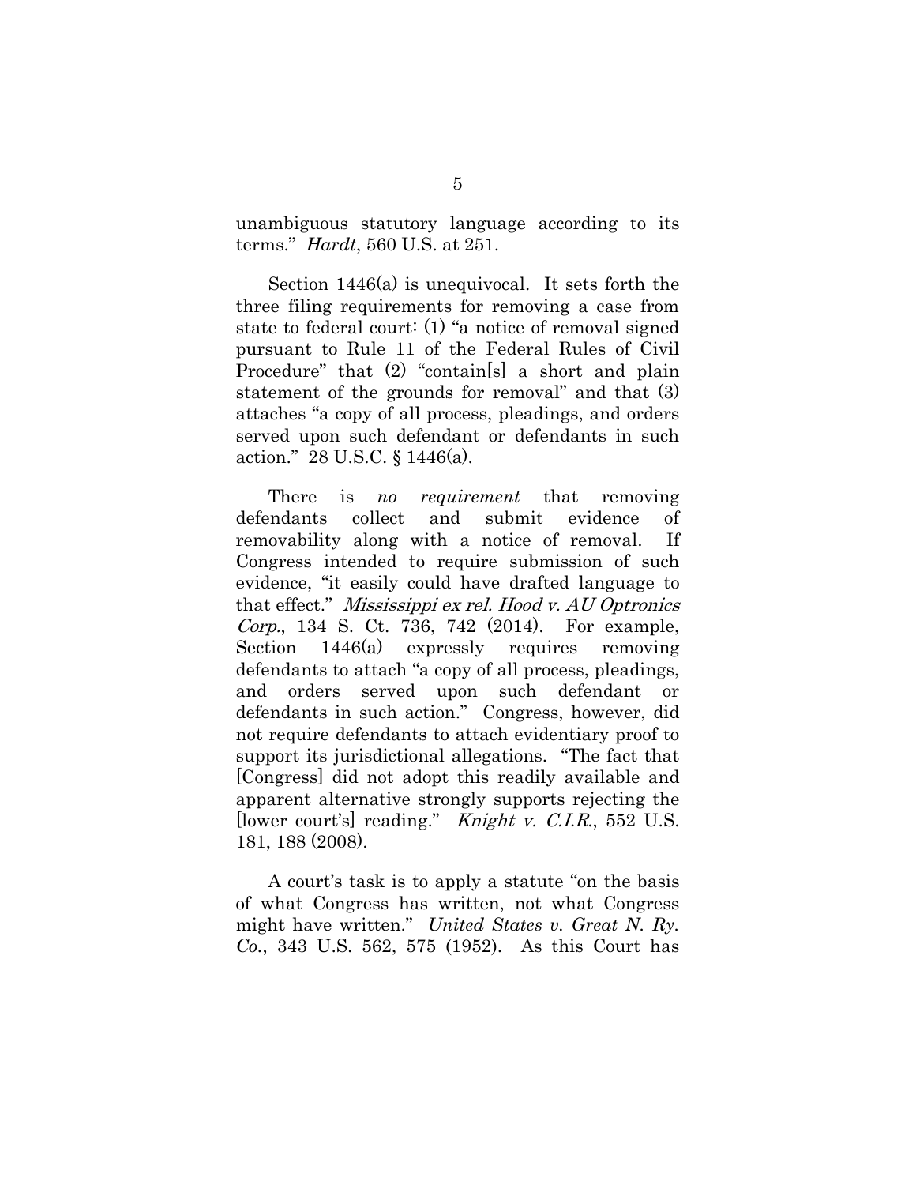unambiguous statutory language according to its terms." *Hardt*, 560 U.S. at 251.

Section 1446(a) is unequivocal. It sets forth the three filing requirements for removing a case from state to federal court: (1) "a notice of removal signed pursuant to Rule 11 of the Federal Rules of Civil Procedure" that (2) "contain[s] a short and plain statement of the grounds for removal" and that (3) attaches "a copy of all process, pleadings, and orders served upon such defendant or defendants in such action." 28 U.S.C. § 1446(a).

There is *no requirement* that removing defendants collect and submit evidence of removability along with a notice of removal. If Congress intended to require submission of such evidence, "it easily could have drafted language to that effect." *Mississippi ex rel. Hood v. AU Optronics Corp.*, 134 S. Ct. 736, 742 (2014). For example, Section 1446(a) expressly requires removing defendants to attach "a copy of all process, pleadings, and orders served upon such defendant or defendants in such action." Congress, however, did not require defendants to attach evidentiary proof to support its jurisdictional allegations. "The fact that [Congress] did not adopt this readily available and apparent alternative strongly supports rejecting the [lower court's] reading." *Knight v. C.I.R.*, 552 U.S. 181, 188 (2008).

A court's task is to apply a statute "on the basis of what Congress has written, not what Congress might have written." *United States v. Great N. Ry. Co.*, 343 U.S. 562, 575 (1952). As this Court has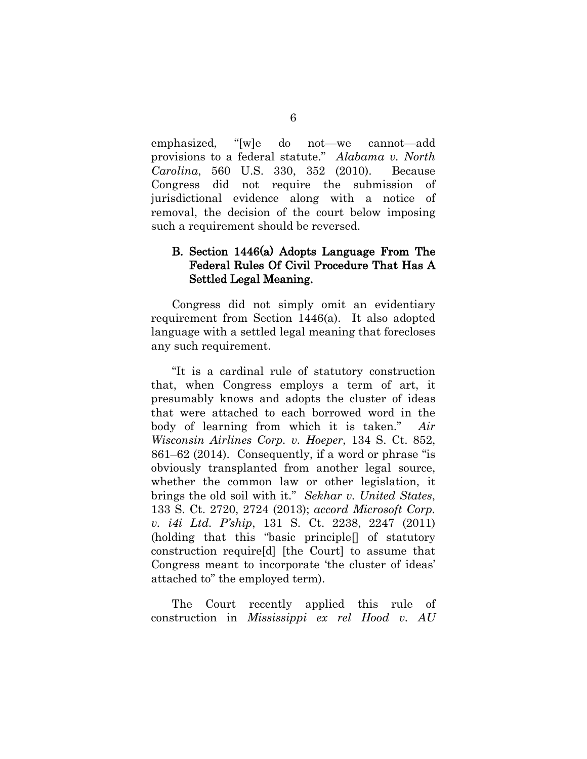emphasized, "[w]e do not—we cannot—add provisions to a federal statute." *Alabama v. North Carolina*, 560 U.S. 330, 352 (2010). Because Congress did not require the submission of jurisdictional evidence along with a notice of removal, the decision of the court below imposing such a requirement should be reversed.

### B. Section 1446(a) Adopts Language From The Federal Rules Of Civil Procedure That Has A Settled Legal Meaning.

Congress did not simply omit an evidentiary requirement from Section 1446(a). It also adopted language with a settled legal meaning that forecloses any such requirement.

"It is a cardinal rule of statutory construction that, when Congress employs a term of art, it presumably knows and adopts the cluster of ideas that were attached to each borrowed word in the body of learning from which it is taken." *Air Wisconsin Airlines Corp. v. Hoeper*, 134 S. Ct. 852, 861–62 (2014). Consequently, if a word or phrase "is obviously transplanted from another legal source, whether the common law or other legislation, it brings the old soil with it." *Sekhar v. United States*, 133 S. Ct. 2720, 2724 (2013); *accord Microsoft Corp. v. i4i Ltd. P'ship*, 131 S. Ct. 2238, 2247 (2011) (holding that this "basic principle[] of statutory construction require[d] [the Court] to assume that Congress meant to incorporate 'the cluster of ideas' attached to" the employed term).

The Court recently applied this rule of construction in *Mississippi ex rel Hood v. AU*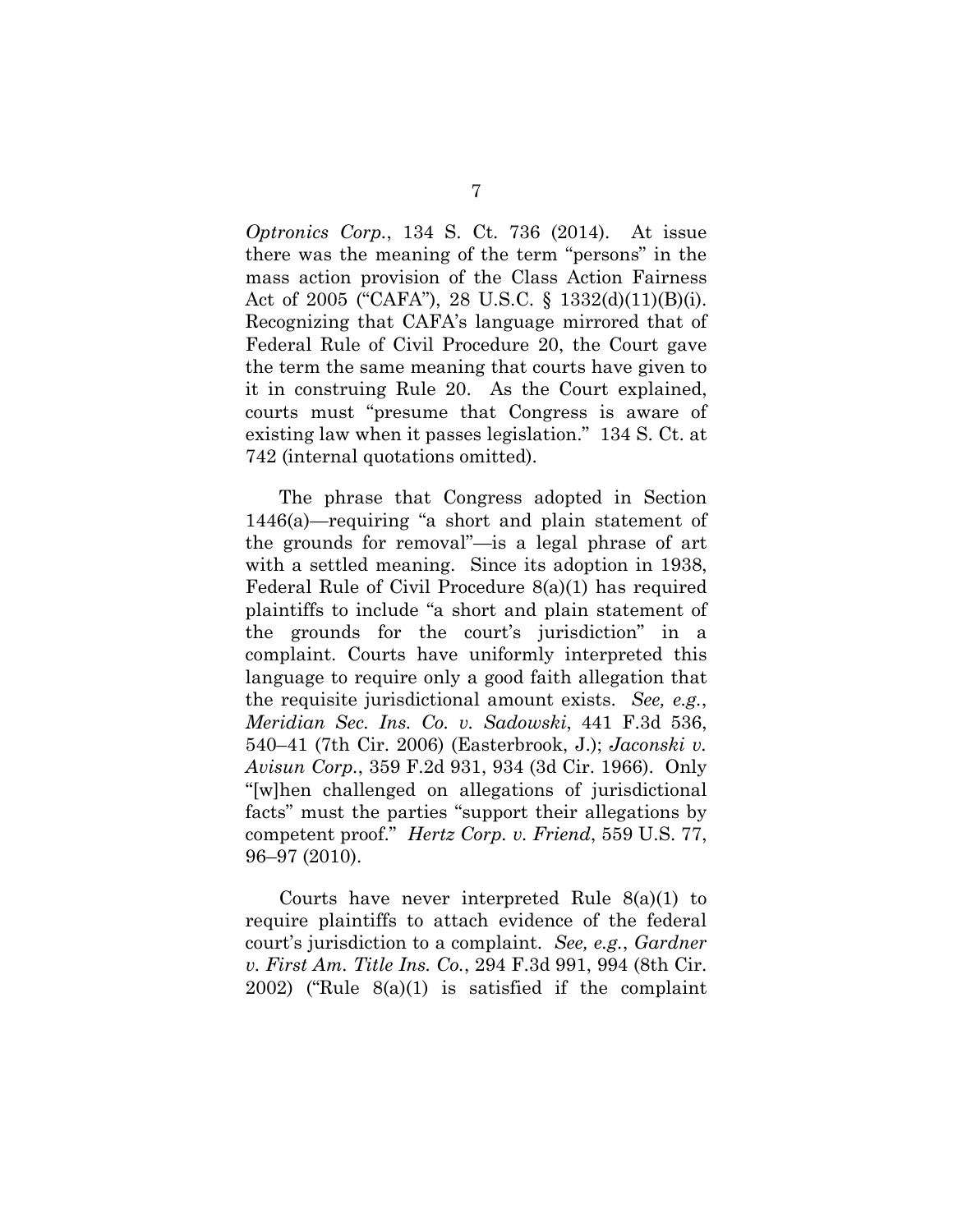*Optronics Corp.*, 134 S. Ct. 736 (2014). At issue there was the meaning of the term "persons" in the mass action provision of the Class Action Fairness Act of 2005 ("CAFA"), 28 U.S.C. § 1332(d)(11)(B)(i). Recognizing that CAFA's language mirrored that of Federal Rule of Civil Procedure 20, the Court gave the term the same meaning that courts have given to it in construing Rule 20. As the Court explained, courts must "presume that Congress is aware of existing law when it passes legislation." 134 S. Ct. at 742 (internal quotations omitted).

The phrase that Congress adopted in Section 1446(a)—requiring "a short and plain statement of the grounds for removal"—is a legal phrase of art with a settled meaning. Since its adoption in 1938, Federal Rule of Civil Procedure 8(a)(1) has required plaintiffs to include "a short and plain statement of the grounds for the court's jurisdiction" in a complaint. Courts have uniformly interpreted this language to require only a good faith allegation that the requisite jurisdictional amount exists. *See, e.g.*, *Meridian Sec. Ins. Co. v. Sadowski*, 441 F.3d 536, 540–41 (7th Cir. 2006) (Easterbrook, J.); *Jaconski v. Avisun Corp.*, 359 F.2d 931, 934 (3d Cir. 1966). Only "[w]hen challenged on allegations of jurisdictional facts" must the parties "support their allegations by competent proof." *Hertz Corp. v. Friend*, 559 U.S. 77, 96–97 (2010).

Courts have never interpreted Rule 8(a)(1) to require plaintiffs to attach evidence of the federal court's jurisdiction to a complaint. *See, e.g.*, *Gardner v. First Am. Title Ins. Co.*, 294 F.3d 991, 994 (8th Cir. 2002) ("Rule 8(a)(1) is satisfied if the complaint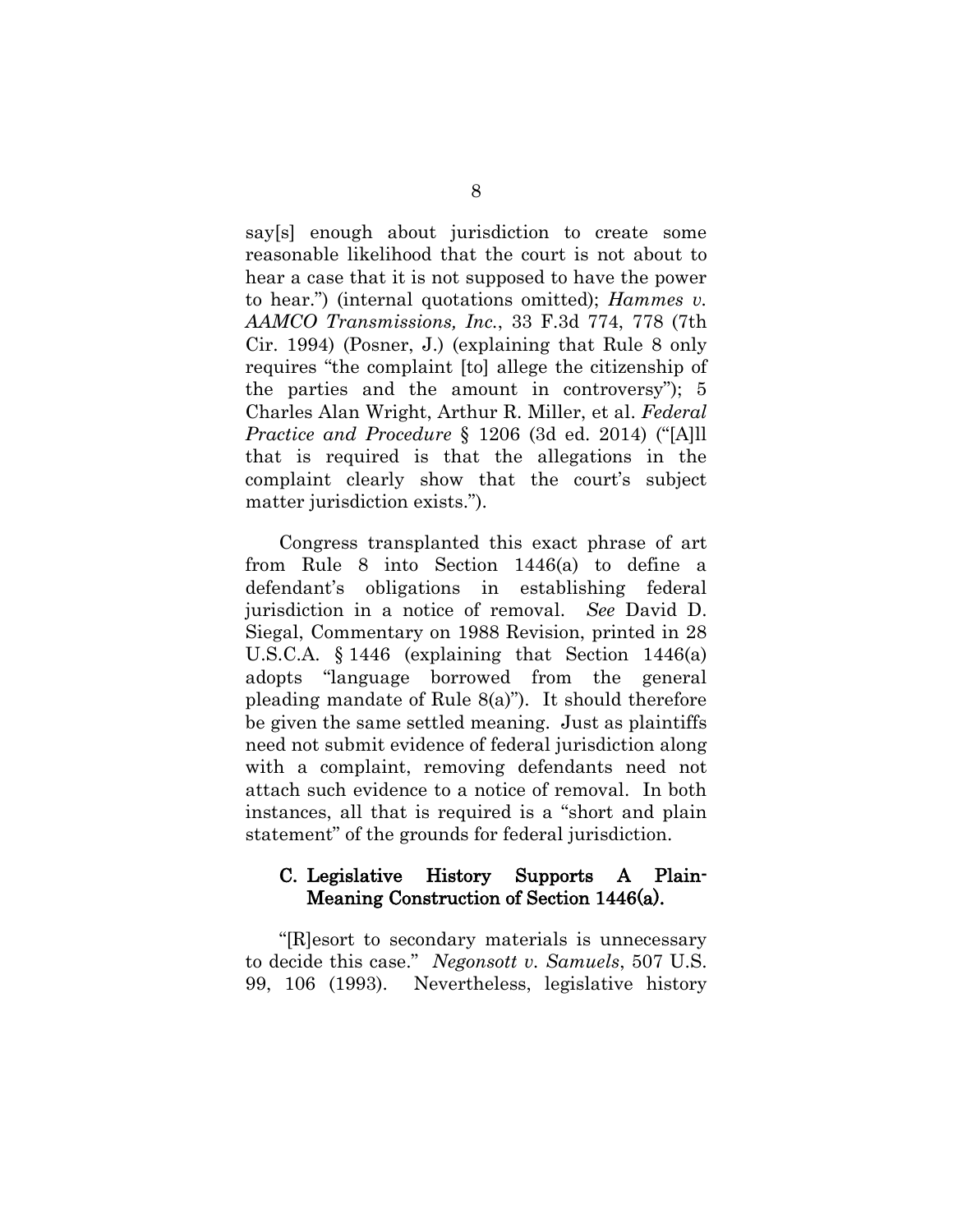say[s] enough about jurisdiction to create some reasonable likelihood that the court is not about to hear a case that it is not supposed to have the power to hear.") (internal quotations omitted); *Hammes v. AAMCO Transmissions, Inc.*, 33 F.3d 774, 778 (7th Cir. 1994) (Posner, J.) (explaining that Rule 8 only requires "the complaint [to] allege the citizenship of the parties and the amount in controversy"); 5 Charles Alan Wright, Arthur R. Miller, et al. *Federal Practice and Procedure* § 1206 (3d ed. 2014) ("[A]ll that is required is that the allegations in the complaint clearly show that the court's subject matter jurisdiction exists.").

Congress transplanted this exact phrase of art from Rule 8 into Section 1446(a) to define a defendant's obligations in establishing federal jurisdiction in a notice of removal. *See* David D. Siegal, Commentary on 1988 Revision, printed in 28 U.S.C.A. § 1446 (explaining that Section 1446(a) adopts "language borrowed from the general pleading mandate of Rule 8(a)"). It should therefore be given the same settled meaning. Just as plaintiffs need not submit evidence of federal jurisdiction along with a complaint, removing defendants need not attach such evidence to a notice of removal. In both instances, all that is required is a "short and plain statement" of the grounds for federal jurisdiction.

### C. Legislative History Supports A Plain-Meaning Construction of Section 1446(a).

"[R]esort to secondary materials is unnecessary to decide this case." *Negonsott v. Samuels*, 507 U.S. 99, 106 (1993). Nevertheless, legislative history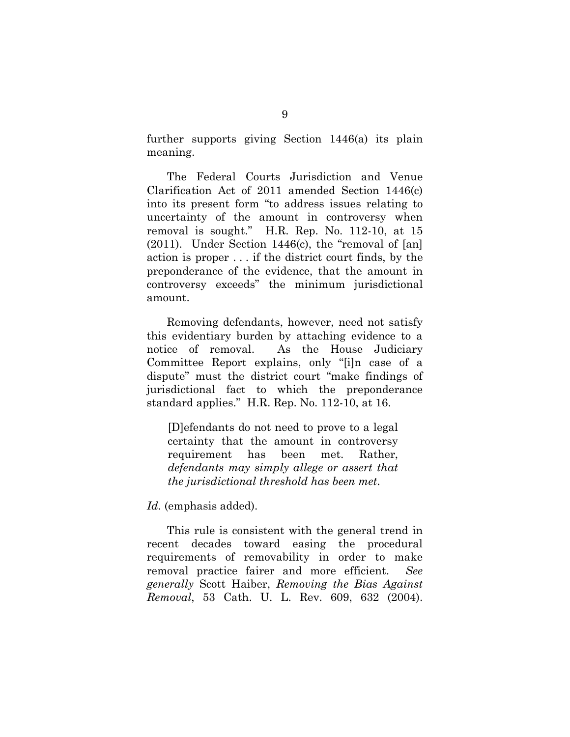further supports giving Section 1446(a) its plain meaning.

The Federal Courts Jurisdiction and Venue Clarification Act of 2011 amended Section 1446(c) into its present form "to address issues relating to uncertainty of the amount in controversy when removal is sought." H.R. Rep. No. 112-10, at 15 (2011). Under Section 1446(c), the "removal of [an] action is proper . . . if the district court finds, by the preponderance of the evidence, that the amount in controversy exceeds" the minimum jurisdictional amount.

Removing defendants, however, need not satisfy this evidentiary burden by attaching evidence to a notice of removal. As the House Judiciary Committee Report explains, only "[i]n case of a dispute" must the district court "make findings of jurisdictional fact to which the preponderance standard applies." H.R. Rep. No. 112-10, at 16.

> [D]efendants do not need to prove to a legal certainty that the amount in controversy requirement has been met. Rather, *defendants may simply allege or assert that the jurisdictional threshold has been met*.

*Id.* (emphasis added).

This rule is consistent with the general trend in recent decades toward easing the procedural requirements of removability in order to make removal practice fairer and more efficient. *See generally* Scott Haiber, *Removing the Bias Against Removal*, 53 Cath. U. L. Rev. 609, 632 (2004).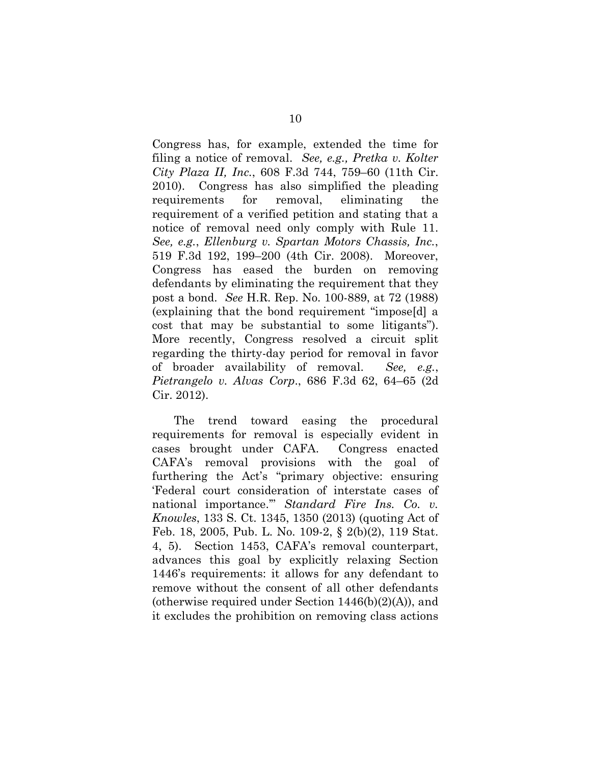Congress has, for example, extended the time for filing a notice of removal. *See, e.g., Pretka v. Kolter City Plaza II, Inc.*, 608 F.3d 744, 759–60 (11th Cir. 2010). Congress has also simplified the pleading requirements for removal, eliminating the requirement of a verified petition and stating that a notice of removal need only comply with Rule 11. *See, e.g.*, *Ellenburg v. Spartan Motors Chassis, Inc.*, 519 F.3d 192, 199–200 (4th Cir. 2008). Moreover, Congress has eased the burden on removing defendants by eliminating the requirement that they post a bond. *See* H.R. Rep. No. 100-889, at 72 (1988) (explaining that the bond requirement "impose[d] a cost that may be substantial to some litigants"). More recently, Congress resolved a circuit split regarding the thirty-day period for removal in favor of broader availability of removal. *See, e.g.*, *Pietrangelo v. Alvas Corp.*, 686 F.3d 62, 64–65 (2d Cir. 2012).

The trend toward easing the procedural requirements for removal is especially evident in cases brought under CAFA. Congress enacted CAFA's removal provisions with the goal of furthering the Act's "primary objective: ensuring 'Federal court consideration of interstate cases of national importance.'" *Standard Fire Ins. Co. v. Knowles*, 133 S. Ct. 1345, 1350 (2013) (quoting Act of Feb. 18, 2005, Pub. L. No. 109-2, § 2(b)(2), 119 Stat. 4, 5). Section 1453, CAFA's removal counterpart, advances this goal by explicitly relaxing Section 1446's requirements: it allows for any defendant to remove without the consent of all other defendants (otherwise required under Section 1446(b)(2)(A)), and it excludes the prohibition on removing class actions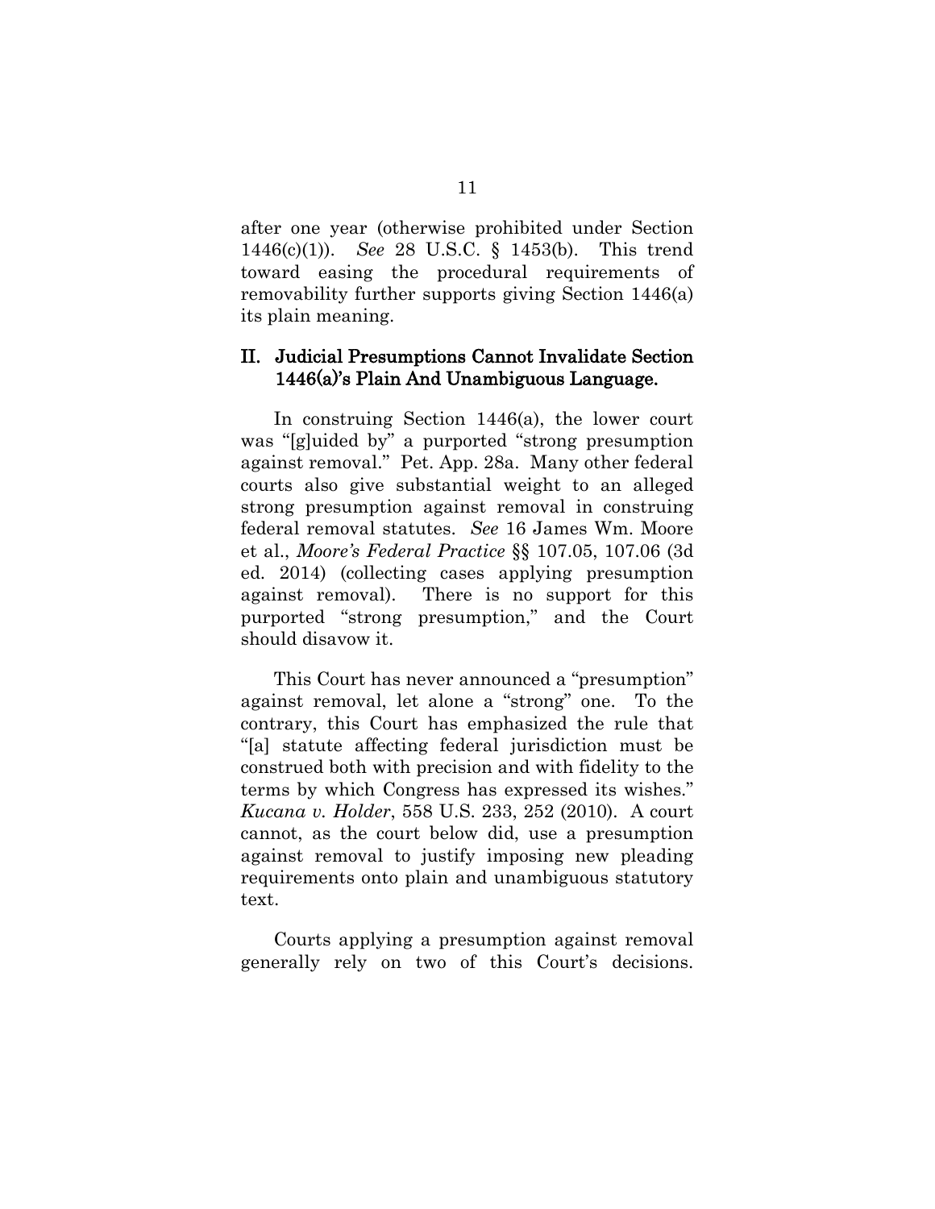after one year (otherwise prohibited under Section 1446(c)(1)). *See* 28 U.S.C. § 1453(b). This trend toward easing the procedural requirements of removability further supports giving Section 1446(a) its plain meaning.

## II. Judicial Presumptions Cannot Invalidate Section 1446(a)'s Plain And Unambiguous Language.

In construing Section 1446(a), the lower court was "[g]uided by" a purported "strong presumption against removal." Pet. App. 28a. Many other federal courts also give substantial weight to an alleged strong presumption against removal in construing federal removal statutes. *See* 16 James Wm. Moore et al., *Moore's Federal Practice* §§ 107.05, 107.06 (3d ed. 2014) (collecting cases applying presumption against removal). There is no support for this purported "strong presumption," and the Court should disavow it.

This Court has never announced a "presumption" against removal, let alone a "strong" one. To the contrary, this Court has emphasized the rule that "[a] statute affecting federal jurisdiction must be construed both with precision and with fidelity to the terms by which Congress has expressed its wishes." *Kucana v. Holder*, 558 U.S. 233, 252 (2010). A court cannot, as the court below did, use a presumption against removal to justify imposing new pleading requirements onto plain and unambiguous statutory text.

Courts applying a presumption against removal generally rely on two of this Court's decisions.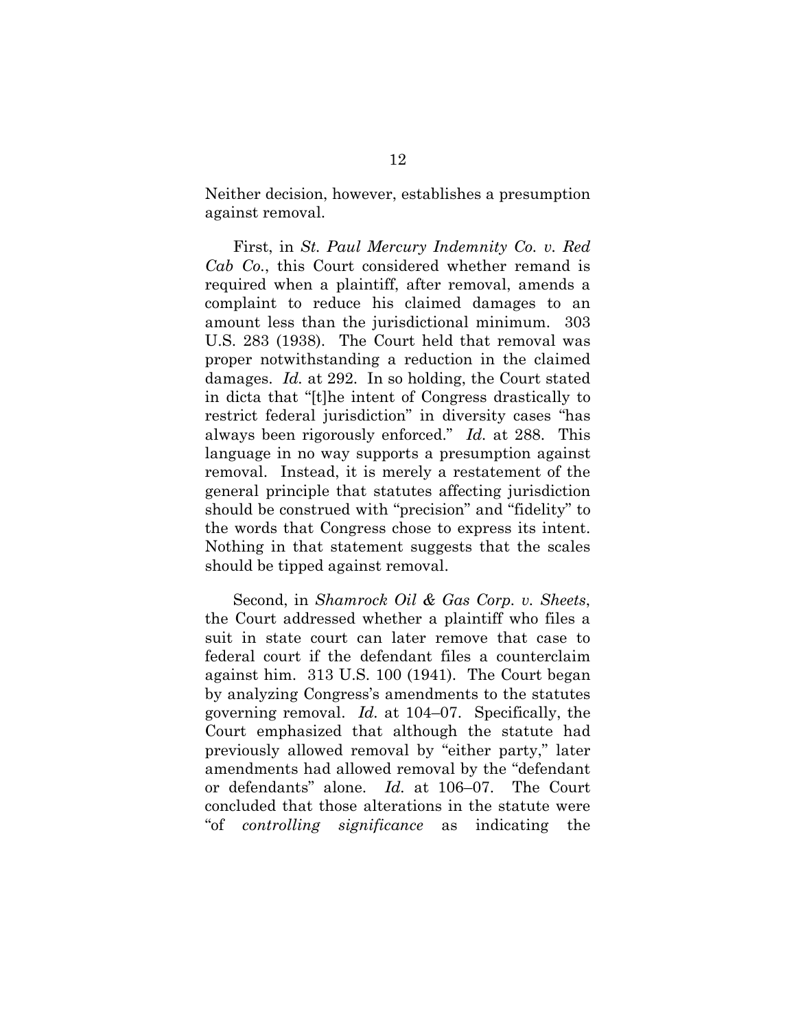Neither decision, however, establishes a presumption against removal.

First, in *St. Paul Mercury Indemnity Co. v. Red Cab Co.*, this Court considered whether remand is required when a plaintiff, after removal, amends a complaint to reduce his claimed damages to an amount less than the jurisdictional minimum. 303 U.S. 283 (1938). The Court held that removal was proper notwithstanding a reduction in the claimed damages. *Id.* at 292. In so holding, the Court stated in dicta that "[t]he intent of Congress drastically to restrict federal jurisdiction" in diversity cases "has always been rigorously enforced." *Id.* at 288. This language in no way supports a presumption against removal. Instead, it is merely a restatement of the general principle that statutes affecting jurisdiction should be construed with "precision" and "fidelity" to the words that Congress chose to express its intent. Nothing in that statement suggests that the scales should be tipped against removal.

Second, in *Shamrock Oil & Gas Corp. v. Sheets*, the Court addressed whether a plaintiff who files a suit in state court can later remove that case to federal court if the defendant files a counterclaim against him. 313 U.S. 100 (1941). The Court began by analyzing Congress's amendments to the statutes governing removal. *Id.* at 104–07. Specifically, the Court emphasized that although the statute had previously allowed removal by "either party," later amendments had allowed removal by the "defendant or defendants" alone. *Id.* at 106–07. The Court concluded that those alterations in the statute were "of *controlling significance* as indicating the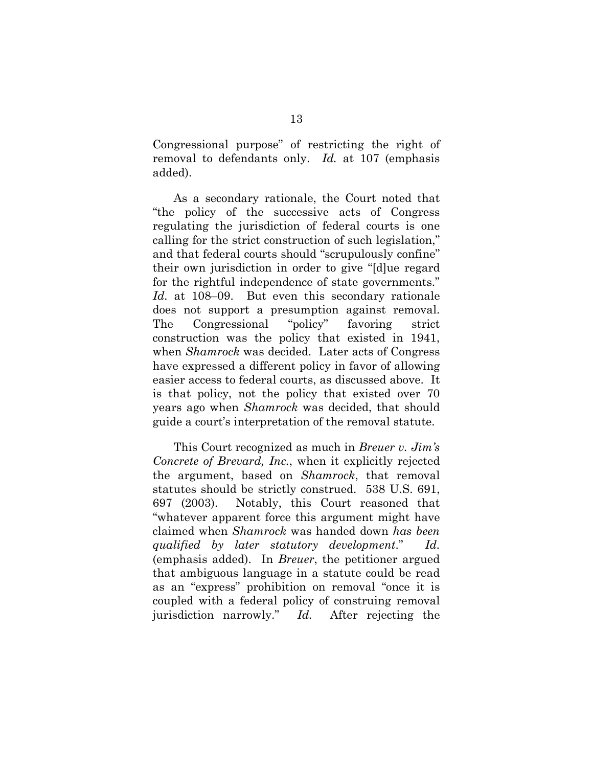Congressional purpose" of restricting the right of removal to defendants only. *Id.* at 107 (emphasis added).

As a secondary rationale, the Court noted that "the policy of the successive acts of Congress regulating the jurisdiction of federal courts is one calling for the strict construction of such legislation," and that federal courts should "scrupulously confine" their own jurisdiction in order to give "[d]ue regard for the rightful independence of state governments." *Id.* at 108–09. But even this secondary rationale does not support a presumption against removal. The Congressional "policy" favoring strict construction was the policy that existed in 1941, when *Shamrock* was decided. Later acts of Congress have expressed a different policy in favor of allowing easier access to federal courts, as discussed above. It is that policy, not the policy that existed over 70 years ago when *Shamrock* was decided, that should guide a court's interpretation of the removal statute.

This Court recognized as much in *Breuer v. Jim's Concrete of Brevard, Inc.*, when it explicitly rejected the argument, based on *Shamrock*, that removal statutes should be strictly construed. 538 U.S. 691, 697 (2003). Notably, this Court reasoned that "whatever apparent force this argument might have claimed when *Shamrock* was handed down *has been qualified by later statutory development*." *Id.* (emphasis added). In *Breuer*, the petitioner argued that ambiguous language in a statute could be read as an "express" prohibition on removal "once it is coupled with a federal policy of construing removal jurisdiction narrowly." *Id.* After rejecting the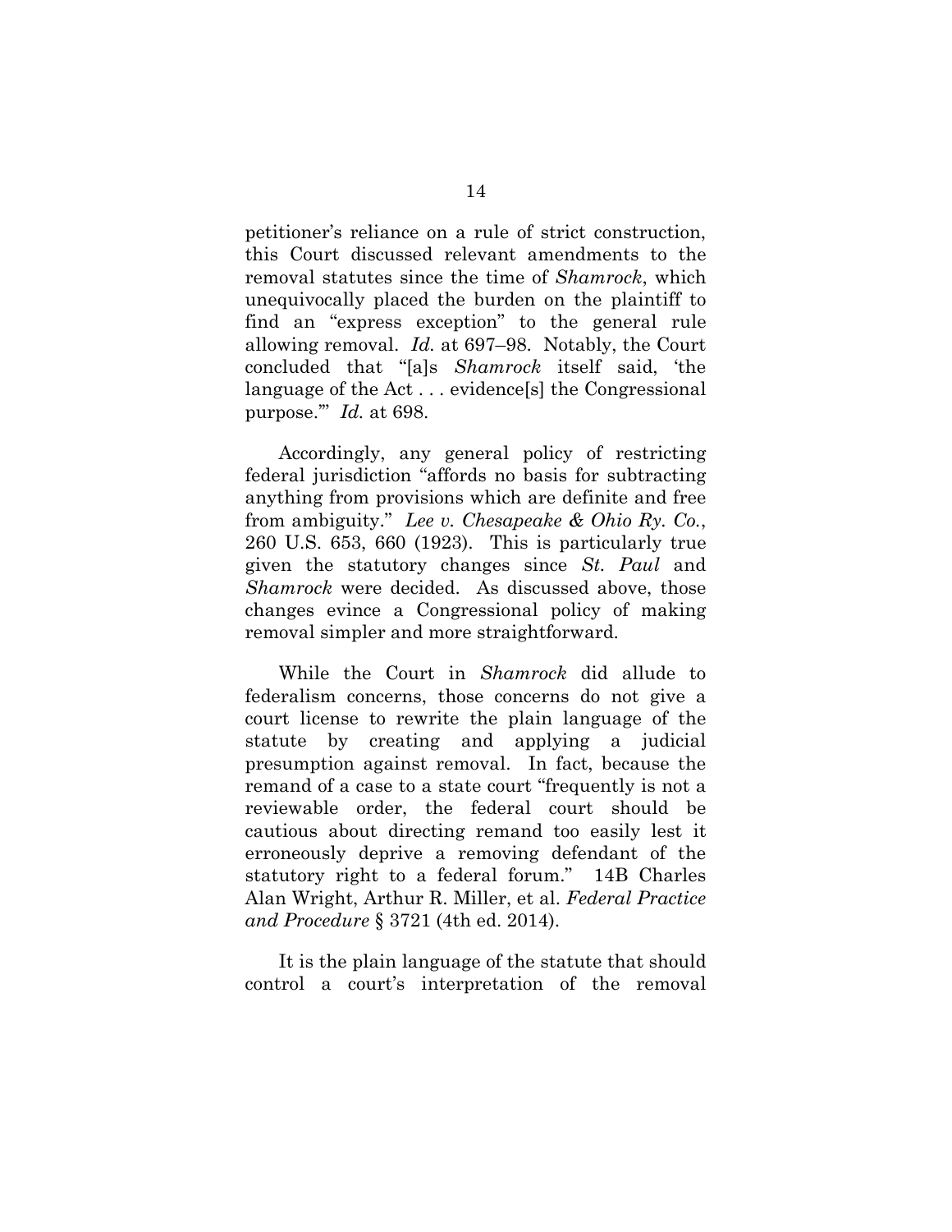petitioner's reliance on a rule of strict construction, this Court discussed relevant amendments to the removal statutes since the time of *Shamrock*, which unequivocally placed the burden on the plaintiff to find an "express exception" to the general rule allowing removal. *Id.* at 697–98. Notably, the Court concluded that "[a]s *Shamrock* itself said, 'the language of the Act . . . evidence[s] the Congressional purpose.'" *Id.* at 698.

Accordingly, any general policy of restricting federal jurisdiction "affords no basis for subtracting anything from provisions which are definite and free from ambiguity." *Lee v. Chesapeake & Ohio Ry. Co.*, 260 U.S. 653, 660 (1923). This is particularly true given the statutory changes since *St. Paul* and *Shamrock* were decided. As discussed above, those changes evince a Congressional policy of making removal simpler and more straightforward.

While the Court in *Shamrock* did allude to federalism concerns, those concerns do not give a court license to rewrite the plain language of the statute by creating and applying a judicial presumption against removal. In fact, because the remand of a case to a state court "frequently is not a reviewable order, the federal court should be cautious about directing remand too easily lest it erroneously deprive a removing defendant of the statutory right to a federal forum." 14B Charles Alan Wright, Arthur R. Miller, et al. *Federal Practice and Procedure* § 3721 (4th ed. 2014).

It is the plain language of the statute that should control a court's interpretation of the removal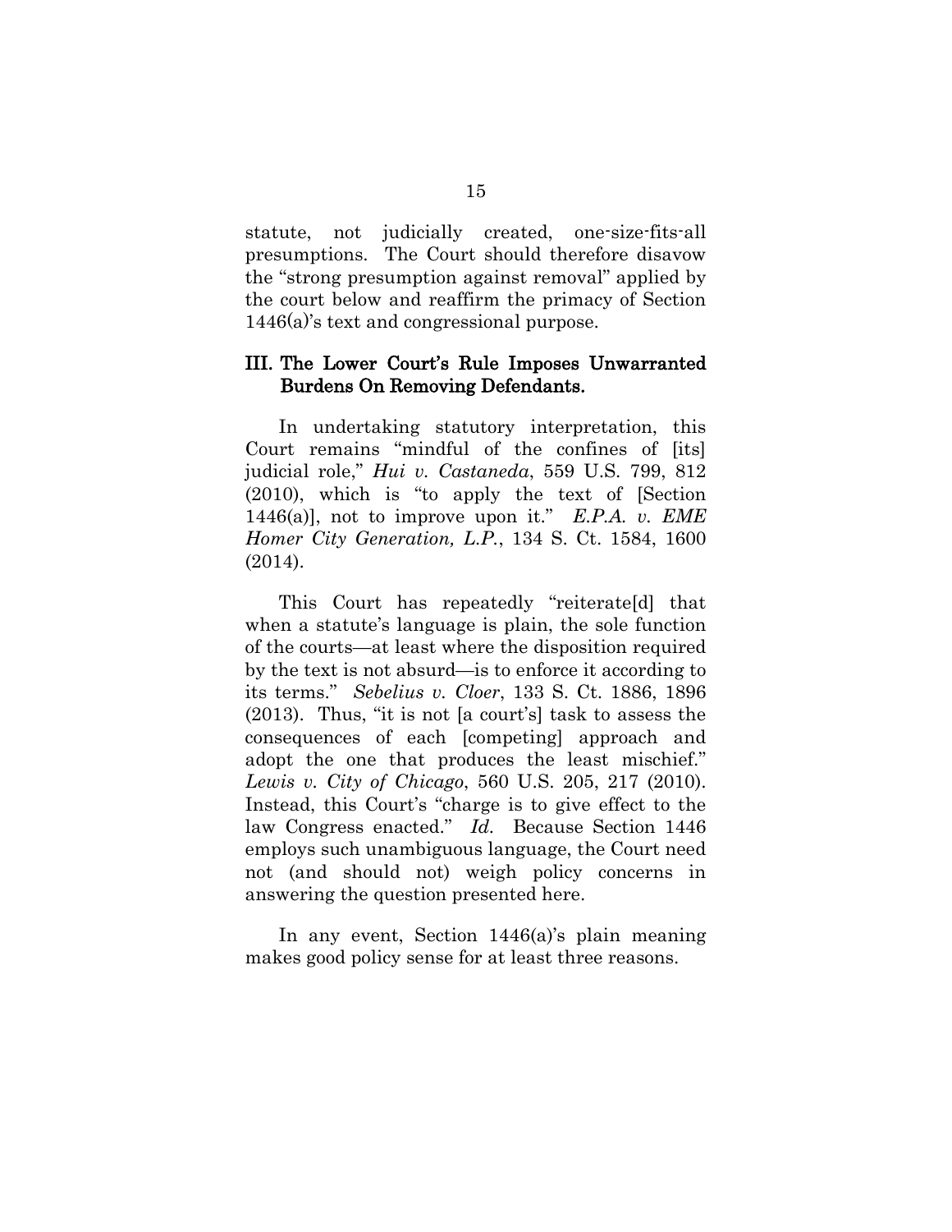statute, not judicially created, one-size-fits-all presumptions. The Court should therefore disavow the "strong presumption against removal" applied by the court below and reaffirm the primacy of Section 1446(a)'s text and congressional purpose.

## III. The Lower Court's Rule Imposes Unwarranted Burdens On Removing Defendants.

In undertaking statutory interpretation, this Court remains "mindful of the confines of [its] judicial role," *Hui v. Castaneda*, 559 U.S. 799, 812 (2010), which is "to apply the text of [Section 1446(a)], not to improve upon it." *E.P.A. v. EME Homer City Generation, L.P.*, 134 S. Ct. 1584, 1600 (2014).

This Court has repeatedly "reiterate[d] that when a statute's language is plain, the sole function of the courts—at least where the disposition required by the text is not absurd—is to enforce it according to its terms." *Sebelius v. Cloer*, 133 S. Ct. 1886, 1896 (2013). Thus, "it is not [a court's] task to assess the consequences of each [competing] approach and adopt the one that produces the least mischief." *Lewis v. City of Chicago*, 560 U.S. 205, 217 (2010). Instead, this Court's "charge is to give effect to the law Congress enacted." *Id.* Because Section 1446 employs such unambiguous language, the Court need not (and should not) weigh policy concerns in answering the question presented here.

In any event, Section 1446(a)'s plain meaning makes good policy sense for at least three reasons.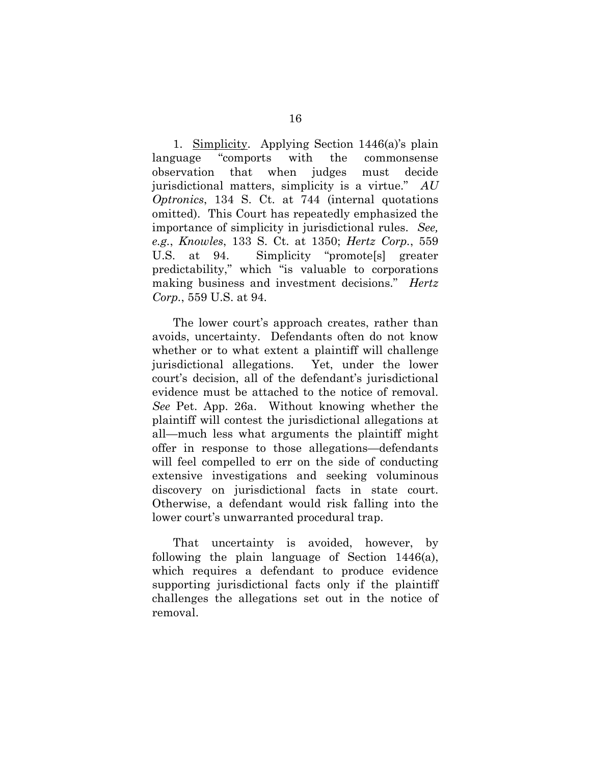1. Simplicity. Applying Section 1446(a)'s plain language "comports with the commonsense observation that when judges must decide jurisdictional matters, simplicity is a virtue." *AU Optronics*, 134 S. Ct. at 744 (internal quotations omitted). This Court has repeatedly emphasized the importance of simplicity in jurisdictional rules. *See, e.g.*, *Knowles*, 133 S. Ct. at 1350; *Hertz Corp.*, 559 U.S. at 94. Simplicity "promote[s] greater predictability," which "is valuable to corporations making business and investment decisions." *Hertz Corp.*, 559 U.S. at 94.

The lower court's approach creates, rather than avoids, uncertainty. Defendants often do not know whether or to what extent a plaintiff will challenge jurisdictional allegations. Yet, under the lower court's decision, all of the defendant's jurisdictional evidence must be attached to the notice of removal. *See* Pet. App. 26a. Without knowing whether the plaintiff will contest the jurisdictional allegations at all—much less what arguments the plaintiff might offer in response to those allegations—defendants will feel compelled to err on the side of conducting extensive investigations and seeking voluminous discovery on jurisdictional facts in state court. Otherwise, a defendant would risk falling into the lower court's unwarranted procedural trap.

That uncertainty is avoided, however, by following the plain language of Section 1446(a), which requires a defendant to produce evidence supporting jurisdictional facts only if the plaintiff challenges the allegations set out in the notice of removal.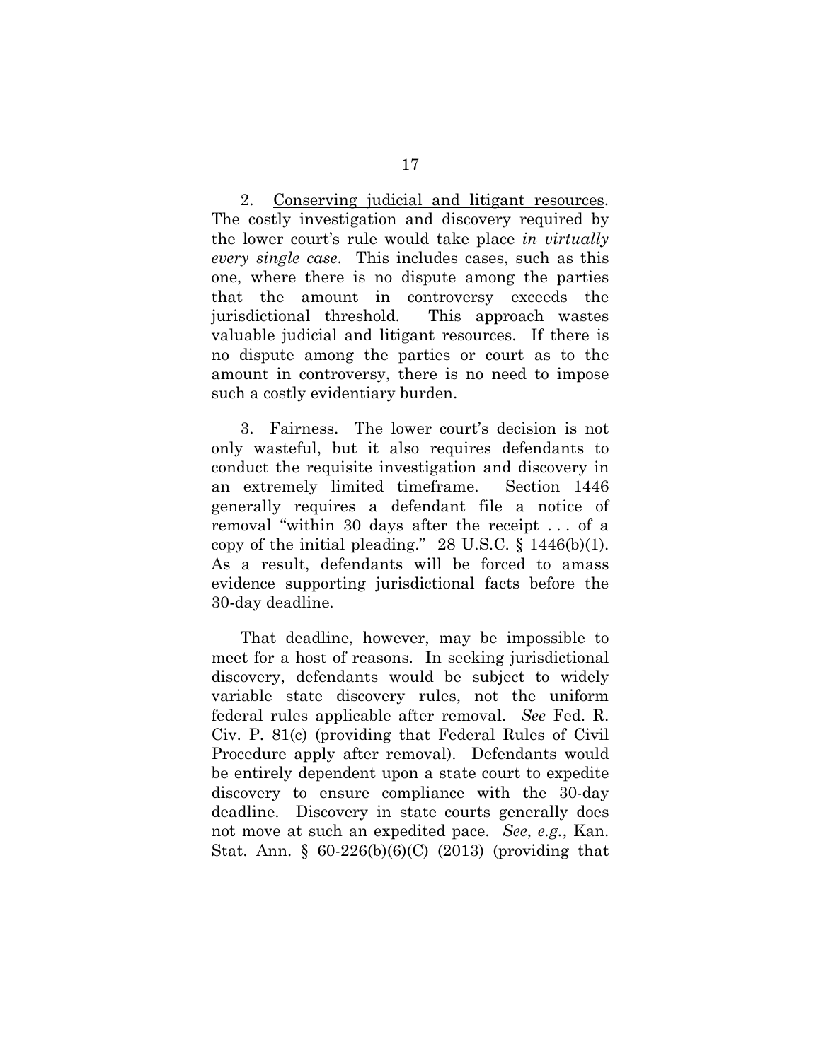2. Conserving judicial and litigant resources. The costly investigation and discovery required by the lower court's rule would take place *in virtually every single case*. This includes cases, such as this one, where there is no dispute among the parties that the amount in controversy exceeds the jurisdictional threshold. This approach wastes valuable judicial and litigant resources. If there is no dispute among the parties or court as to the amount in controversy, there is no need to impose such a costly evidentiary burden.

3. Fairness. The lower court's decision is not only wasteful, but it also requires defendants to conduct the requisite investigation and discovery in an extremely limited timeframe. Section 1446 generally requires a defendant file a notice of removal "within 30 days after the receipt . . . of a copy of the initial pleading." 28 U.S.C. § 1446(b)(1). As a result, defendants will be forced to amass evidence supporting jurisdictional facts before the 30-day deadline.

That deadline, however, may be impossible to meet for a host of reasons. In seeking jurisdictional discovery, defendants would be subject to widely variable state discovery rules, not the uniform federal rules applicable after removal. *See* Fed. R. Civ. P. 81(c) (providing that Federal Rules of Civil Procedure apply after removal). Defendants would be entirely dependent upon a state court to expedite discovery to ensure compliance with the 30-day deadline. Discovery in state courts generally does not move at such an expedited pace. *See*, *e.g.*, Kan. Stat. Ann. § 60-226(b)(6)(C) (2013) (providing that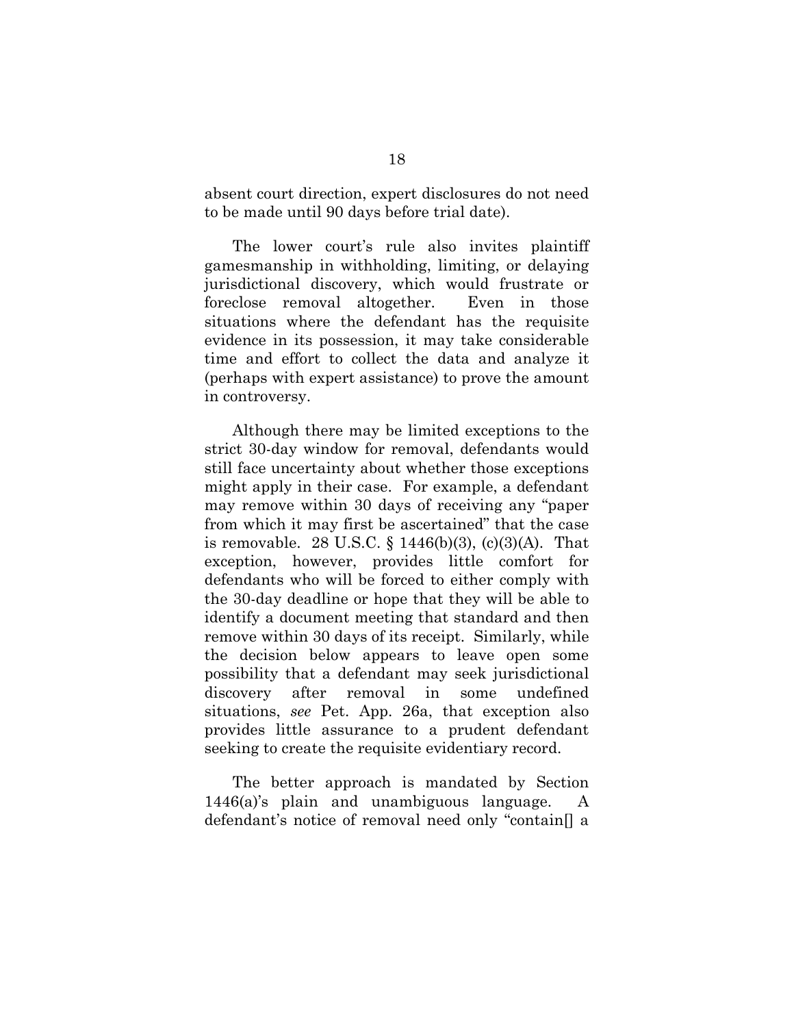absent court direction, expert disclosures do not need to be made until 90 days before trial date).

The lower court's rule also invites plaintiff gamesmanship in withholding, limiting, or delaying jurisdictional discovery, which would frustrate or foreclose removal altogether. Even in those situations where the defendant has the requisite evidence in its possession, it may take considerable time and effort to collect the data and analyze it (perhaps with expert assistance) to prove the amount in controversy.

Although there may be limited exceptions to the strict 30-day window for removal, defendants would still face uncertainty about whether those exceptions might apply in their case. For example, a defendant may remove within 30 days of receiving any "paper from which it may first be ascertained" that the case is removable. 28 U.S.C. § 1446(b)(3), (c)(3)(A). That exception, however, provides little comfort for defendants who will be forced to either comply with the 30-day deadline or hope that they will be able to identify a document meeting that standard and then remove within 30 days of its receipt. Similarly, while the decision below appears to leave open some possibility that a defendant may seek jurisdictional discovery after removal in some undefined situations, *see* Pet. App. 26a, that exception also provides little assurance to a prudent defendant seeking to create the requisite evidentiary record.

The better approach is mandated by Section 1446(a)'s plain and unambiguous language. A defendant's notice of removal need only "contain[] a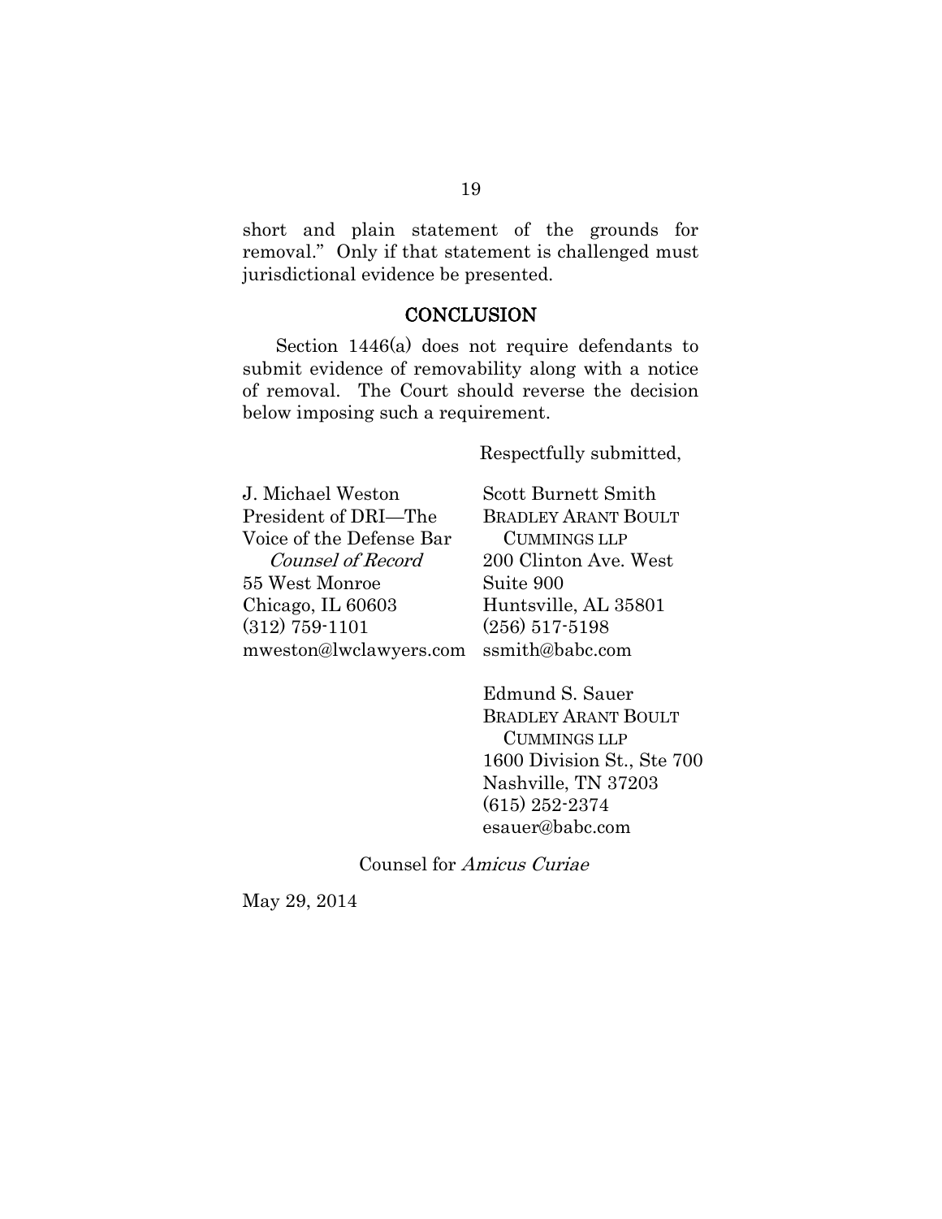short and plain statement of the grounds for removal." Only if that statement is challenged must jurisdictional evidence be presented.

## CONCLUSION

Section 1446(a) does not require defendants to submit evidence of removability along with a notice of removal. The Court should reverse the decision below imposing such a requirement.

Respectfully submitted,

J. Michael Weston
President of DRI—The Voice of the Defense Bar
*Counsel of Record*
55 West Monroe
Chicago, IL 60603
(312) 759-1101
mweston@lwclawyers.com

Scott Burnett Smith
BRADLEY ARANT BOULT CUMMINGS LLP
200 Clinton Ave. West
Suite 900
Huntsville, AL 35801
(256) 517-5198
ssmith@babc.com

Edmund S. Sauer
BRADLEY ARANT BOULT CUMMINGS LLP
1600 Division St., Ste 700
Nashville, TN 37203
(615) 252-2374
esauer@babc.com

Counsel for *Amicus Curiae*

May 29, 2014